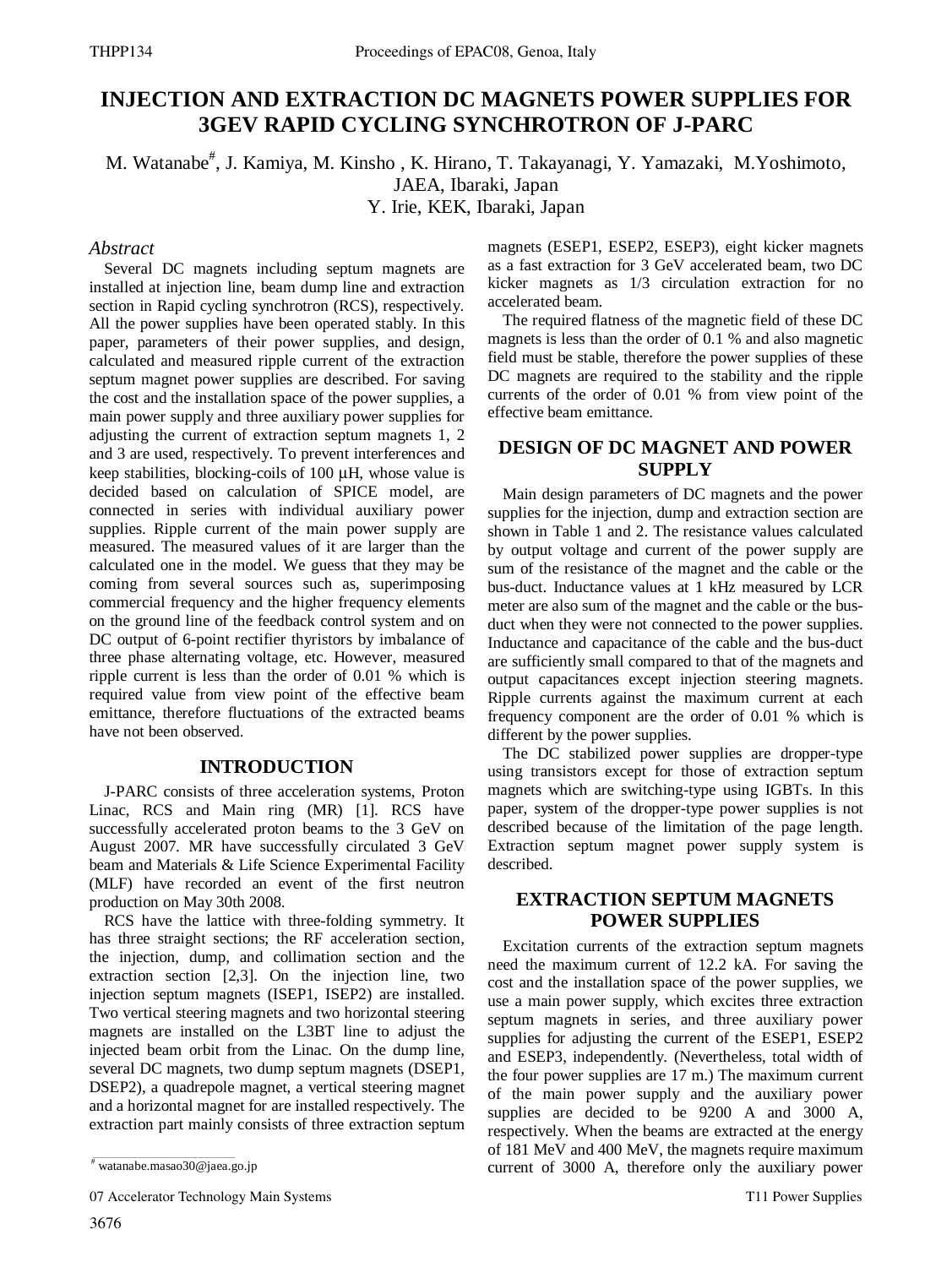# INJECTION AND EXTRACTION DC MAGNETS POWER SUPPLIES FOR 3GEV RAPID CYCLING SYNCHROTRON OF J-PARC

M. Watanabe[#], J. Kamiya, M. Kinsho , K. Hirano, T. Takayanagi, Y. Yamazaki, M.Yoshimoto, JAEA, Ibaraki, Japan
Y. Irie, KEK, Ibaraki, Japan

## *Abstract*

Several DC magnets including septum magnets are installed at injection line, beam dump line and extraction section in Rapid cycling synchrotron (RCS), respectively. All the power supplies have been operated stably. In this paper, parameters of their power supplies, and design, calculated and measured ripple current of the extraction septum magnet power supplies are described. For saving the cost and the installation space of the power supplies, a main power supply and three auxiliary power supplies for adjusting the current of extraction septum magnets 1, 2 and 3 are used, respectively. To prevent interferences and keep stabilities, blocking-coils of 100 μH, whose value is decided based on calculation of SPICE model, are connected in series with individual auxiliary power supplies. Ripple current of the main power supply are measured. The measured values of it are larger than the calculated one in the model. We guess that they may be coming from several sources such as, superimposing commercial frequency and the higher frequency elements on the ground line of the feedback control system and on DC output of 6-point rectifier thyristors by imbalance of three phase alternating voltage, etc. However, measured ripple current is less than the order of 0.01 % which is required value from view point of the effective beam emittance, therefore fluctuations of the extracted beams have not been observed.

## INTRODUCTION

J-PARC consists of three acceleration systems, Proton Linac, RCS and Main ring (MR) [1]. RCS have successfully accelerated proton beams to the 3 GeV on August 2007. MR have successfully circulated 3 GeV beam and Materials & Life Science Experimental Facility (MLF) have recorded an event of the first neutron production on May 30th 2008.

RCS have the lattice with three-folding symmetry. It has three straight sections; the RF acceleration section, the injection, dump, and collimation section and the extraction section [2,3]. On the injection line, two injection septum magnets (ISEP1, ISEP2) are installed. Two vertical steering magnets and two horizontal steering magnets are installed on the L3BT line to adjust the injected beam orbit from the Linac. On the dump line, several DC magnets, two dump septum magnets (DSEP1, DSEP2), a quadrepole magnet, a vertical steering magnet and a horizontal magnet for are installed respectively. The extraction part mainly consists of three extraction septum magnets (ESEP1, ESEP2, ESEP3), eight kicker magnets as a fast extraction for 3 GeV accelerated beam, two DC kicker magnets as 1/3 circulation extraction for no accelerated beam.

The required flatness of the magnetic field of these DC magnets is less than the order of 0.1 % and also magnetic field must be stable, therefore the power supplies of these DC magnets are required to the stability and the ripple currents of the order of 0.01 % from view point of the effective beam emittance.

## DESIGN OF DC MAGNET AND POWER SUPPLY

Main design parameters of DC magnets and the power supplies for the injection, dump and extraction section are shown in Table 1 and 2. The resistance values calculated by output voltage and current of the power supply are sum of the resistance of the magnet and the cable or the bus-duct. Inductance values at 1 kHz measured by LCR meter are also sum of the magnet and the cable or the bus-duct when they were not connected to the power supplies. Inductance and capacitance of the cable and the bus-duct are sufficiently small compared to that of the magnets and output capacitances except injection steering magnets. Ripple currents against the maximum current at each frequency component are the order of 0.01 % which is different by the power supplies.

The DC stabilized power supplies are dropper-type using transistors except for those of extraction septum magnets which are switching-type using IGBTs. In this paper, system of the dropper-type power supplies is not described because of the limitation of the page length. Extraction septum magnet power supply system is described.

## EXTRACTION SEPTUM MAGNETS POWER SUPPLIES

Excitation currents of the extraction septum magnets need the maximum current of 12.2 kA. For saving the cost and the installation space of the power supplies, we use a main power supply, which excites three extraction septum magnets in series, and three auxiliary power supplies for adjusting the current of the ESEP1, ESEP2 and ESEP3, independently. (Nevertheless, total width of the four power supplies are 17 m.) The maximum current of the main power supply and the auxiliary power supplies are decided to be 9200 A and 3000 A, respectively. When the beams are extracted at the energy of 181 MeV and 400 MeV, the magnets require maximum current of 3000 A, therefore only the auxiliary power

[#] watanabe.masao30@jaea.go.jp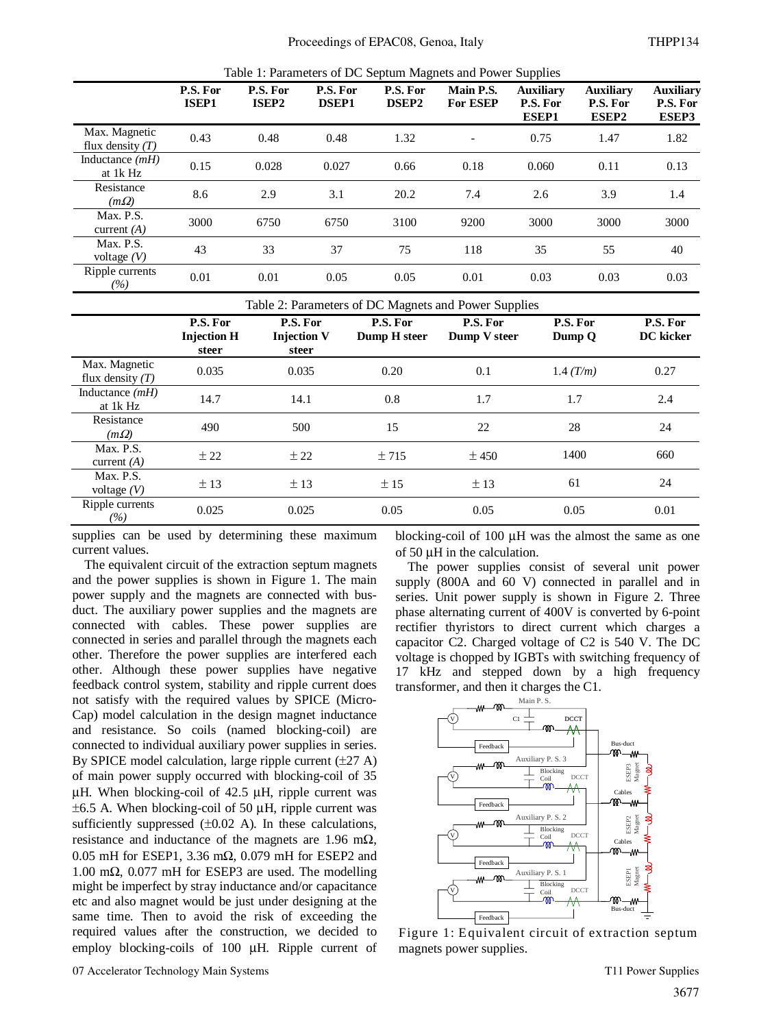Table 1: Parameters of DC Septum Magnets and Power Supplies

| | P.S. For ISEP1 | P.S. For ISEP2 | P.S. For DSEP1 | P.S. For DSEP2 | Main P.S. For ESEP | Auxiliary P.S. For ESEP1 | Auxiliary P.S. For ESEP2 | Auxiliary P.S. For ESEP3 |
|---|---|---|---|---|---|---|---|---|
| Max. Magnetic flux density *(T)* | 0.43 | 0.48 | 0.48 | 1.32 | - | 0.75 | 1.47 | 1.82 |
| Inductance *(mH)* at 1k Hz | 0.15 | 0.028 | 0.027 | 0.66 | 0.18 | 0.060 | 0.11 | 0.13 |
| Resistance *(mΩ)* | 8.6 | 2.9 | 3.1 | 20.2 | 7.4 | 2.6 | 3.9 | 1.4 |
| Max. P.S. current *(A)* | 3000 | 6750 | 6750 | 3100 | 9200 | 3000 | 3000 | 3000 |
| Max. P.S. voltage *(V)* | 43 | 33 | 37 | 75 | 118 | 35 | 55 | 40 |
| Ripple currents *(%)* | 0.01 | 0.01 | 0.05 | 0.05 | 0.01 | 0.03 | 0.03 | 0.03 |

Table 2: Parameters of DC Magnets and Power Supplies

| | P.S. For Injection H steer | P.S. For Injection V steer | P.S. For Dump H steer | P.S. For Dump V steer | P.S. For Dump Q | P.S. For DC kicker |
|---|---|---|---|---|---|---|
| Max. Magnetic flux density *(T)* | 0.035 | 0.035 | 0.20 | 0.1 | 1.4 *(T/m)* | 0.27 |
| Inductance *(mH)* at 1k Hz | 14.7 | 14.1 | 0.8 | 1.7 | 1.7 | 2.4 |
| Resistance *(mΩ)* | 490 | 500 | 15 | 22 | 28 | 24 |
| Max. P.S. current *(A)* | ± 22 | ± 22 | ± 715 | ± 450 | 1400 | 660 |
| Max. P.S. voltage *(V)* | ± 13 | ± 13 | ± 15 | ± 13 | 61 | 24 |
| Ripple currents *(%)* | 0.025 | 0.025 | 0.05 | 0.05 | 0.05 | 0.01 |

supplies can be used by determining these maximum current values.

The equivalent circuit of the extraction septum magnets and the power supplies is shown in Figure 1. The main power supply and the magnets are connected with bus-duct. The auxiliary power supplies and the magnets are connected with cables. These power supplies are connected in series and parallel through the magnets each other. Therefore the power supplies are interfered each other. Although these power supplies have negative feedback control system, stability and ripple current does not satisfy with the required values by SPICE (Micro-Cap) model calculation in the design magnet inductance and resistance. So coils (named blocking-coil) are connected to individual auxiliary power supplies in series. By SPICE model calculation, large ripple current (±27 A) of main power supply occurred with blocking-coil of 35 μH. When blocking-coil of 42.5 μH, ripple current was ±6.5 A. When blocking-coil of 50 μH, ripple current was sufficiently suppressed (±0.02 A). In these calculations, resistance and inductance of the magnets are 1.96 mΩ, 0.05 mH for ESEP1, 3.36 mΩ, 0.079 mH for ESEP2 and 1.00 mΩ, 0.077 mH for ESEP3 are used. The modelling might be imperfect by stray inductance and/or capacitance etc and also magnet would be just under designing at the same time. Then to avoid the risk of exceeding the required values after the construction, we decided to employ blocking-coils of 100 μH. Ripple current of blocking-coil of 100 μH was the almost the same as one of 50 μH in the calculation.

The power supplies consist of several unit power supply (800A and 60 V) connected in parallel and in series. Unit power supply is shown in Figure 2. Three phase alternating current of 400V is converted by 6-point rectifier thyristors to direct current which charges a capacitor C2. Charged voltage of C2 is 540 V. The DC voltage is chopped by IGBTs with switching frequency of 17 kHz and stepped down by a high frequency transformer, and then it charges the C1.

Figure 1: Equivalent circuit of extraction septum magnets power supplies.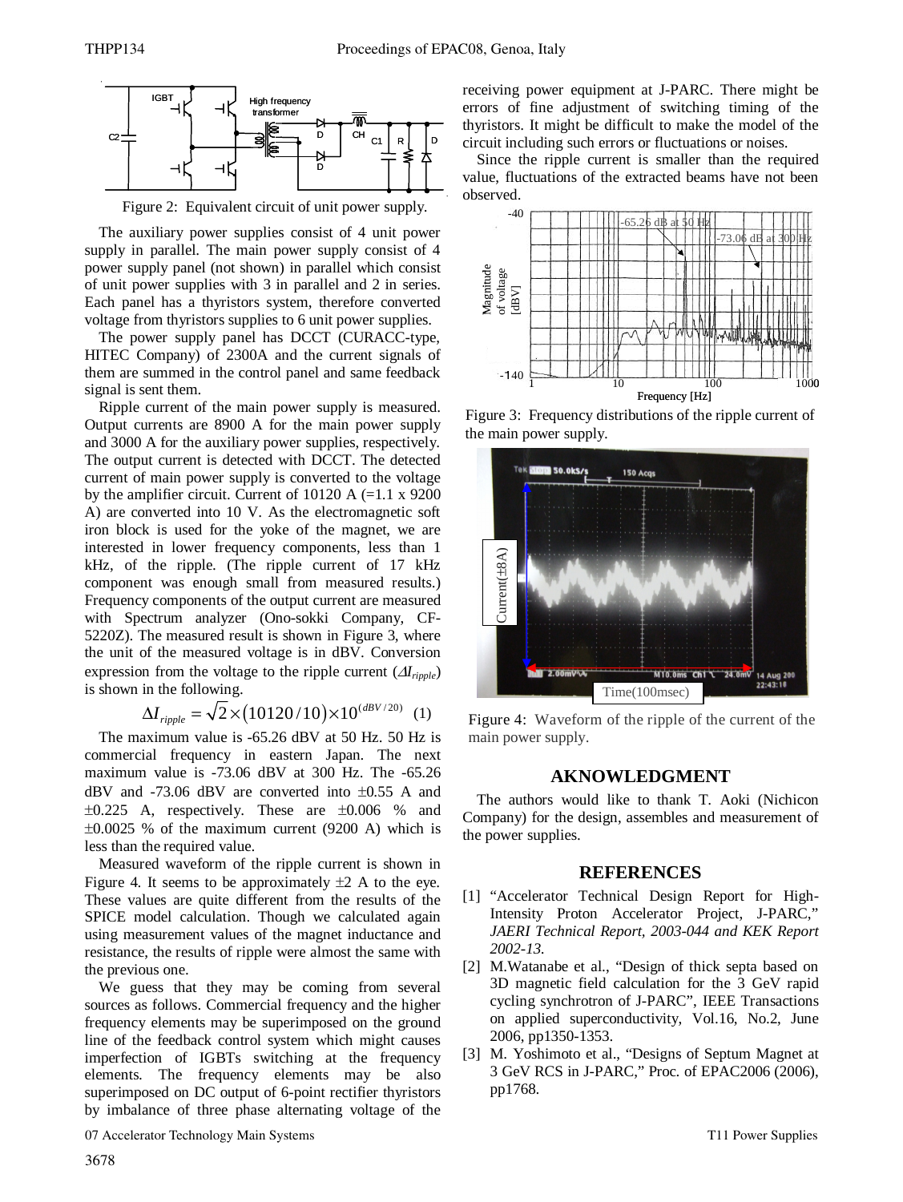IGBT

High frequency transformer

C2

D

D

CH

C1

R

D

Figure 2: Equivalent circuit of unit power supply.

The auxiliary power supplies consist of 4 unit power supply in parallel. The main power supply consist of 4 power supply panel (not shown) in parallel which consist of unit power supplies with 3 in parallel and 2 in series. Each panel has a thyristors system, therefore converted voltage from thyristors supplies to 6 unit power supplies.

The power supply panel has DCCT (CURACC-type, HITEC Company) of 2300A and the current signals of them are summed in the control panel and same feedback signal is sent them.

Ripple current of the main power supply is measured. Output currents are 8900 A for the main power supply and 3000 A for the auxiliary power supplies, respectively. The output current is detected with DCCT. The detected current of main power supply is converted to the voltage by the amplifier circuit. Current of 10120 A (=1.1 x 9200 A) are converted into 10 V. As the electromagnetic soft iron block is used for the yoke of the magnet, we are interested in lower frequency components, less than 1 kHz, of the ripple. (The ripple current of 17 kHz component was enough small from measured results.) Frequency components of the output current are measured with Spectrum analyzer (Ono-sokki Company, CF-5220Z). The measured result is shown in Figure 3, where the unit of the measured voltage is in dBV. Conversion expression from the voltage to the ripple current ($\Delta I_{ripple}$) is shown in the following.

$$\Delta I_{ripple} = \sqrt{2} \times (10120/10) \times 10^{(dBV/20)} \quad (1)$$

The maximum value is -65.26 dBV at 50 Hz. 50 Hz is commercial frequency in eastern Japan. The next maximum value is -73.06 dBV at 300 Hz. The -65.26 dBV and -73.06 dBV are converted into ±0.55 A and ±0.225 A, respectively. These are ±0.006 % and ±0.0025 % of the maximum current (9200 A) which is less than the required value.

Measured waveform of the ripple current is shown in Figure 4. It seems to be approximately ±2 A to the eye. These values are quite different from the results of the SPICE model calculation. Though we calculated again using measurement values of the magnet inductance and resistance, the results of ripple were almost the same with the previous one.

We guess that they may be coming from several sources as follows. Commercial frequency and the higher frequency elements may be superimposed on the ground line of the feedback control system which might causes imperfection of IGBTs switching at the frequency elements. The frequency elements may be also superimposed on DC output of 6-point rectifier thyristors by imbalance of three phase alternating voltage of the receiving power equipment at J-PARC. There might be errors of fine adjustment of switching timing of the thyristors. It might be difficult to make the model of the circuit including such errors or fluctuations or noises.

Since the ripple current is smaller than the required value, fluctuations of the extracted beams have not been observed.

-40

-65.26 dB at 50 Hz

-73.06 dB at 300 Hz

Magnitude of voltage [dBV]

-140

1

10

100

1000

Frequency [Hz]

Figure 3: Frequency distributions of the ripple current of the main power supply.

Current(±8A)

Time(100msec)

Figure 4: Waveform of the ripple of the current of the main power supply.

## AKNOWLEDGMENT

The authors would like to thank T. Aoki (Nichicon Company) for the design, assembles and measurement of the power supplies.

## REFERENCES

[1] "Accelerator Technical Design Report for High-Intensity Proton Accelerator Project, J-PARC," *JAERI Technical Report, 2003-044 and KEK Report 2002-13.*

[2] M.Watanabe et al., "Design of thick septa based on 3D magnetic field calculation for the 3 GeV rapid cycling synchrotron of J-PARC", IEEE Transactions on applied superconductivity, Vol.16, No.2, June 2006, pp1350-1353.

[3] M. Yoshimoto et al., "Designs of Septum Magnet at 3 GeV RCS in J-PARC," Proc. of EPAC2006 (2006), pp1768.